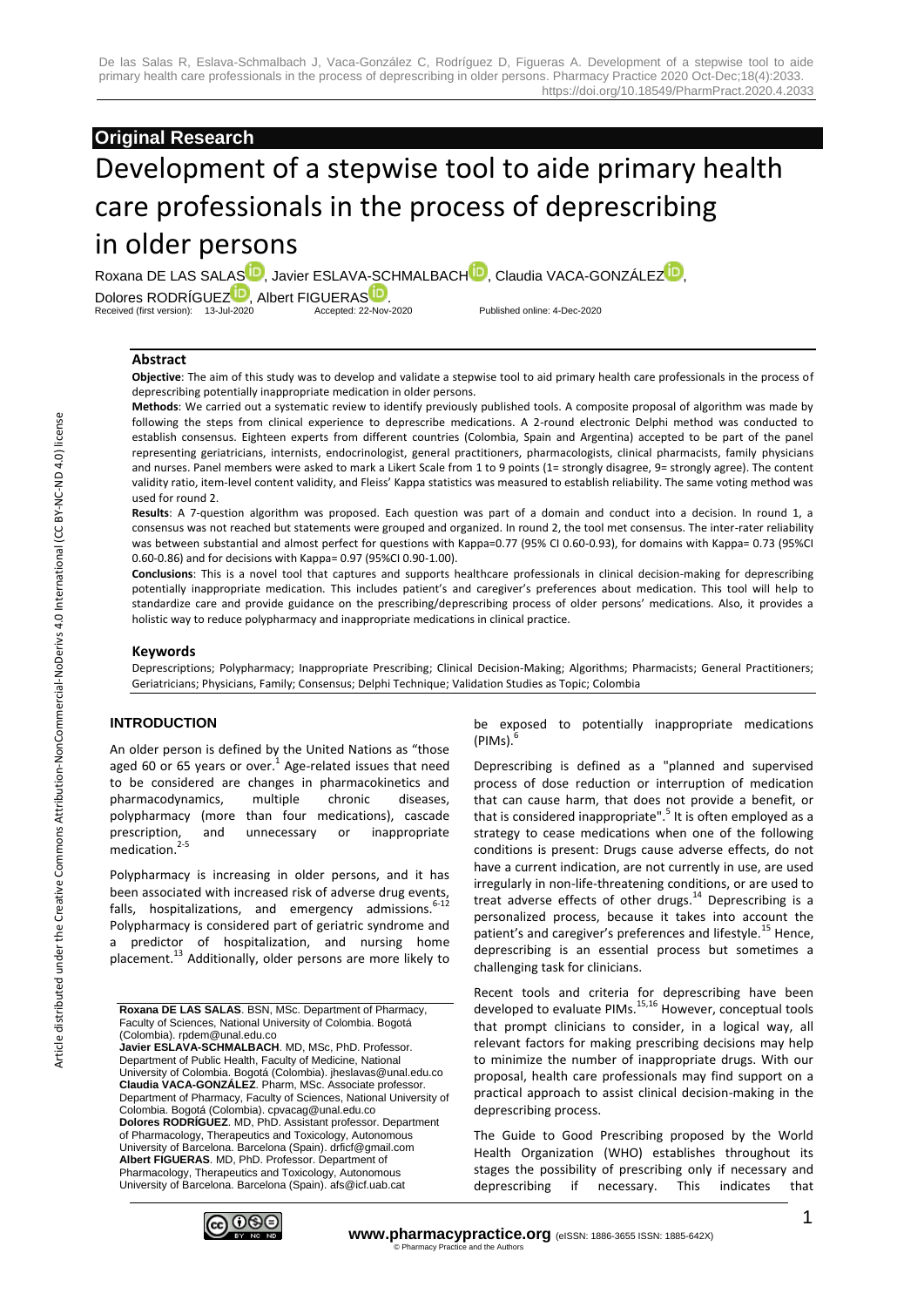**Original Research**

# Development of a stepwise tool to aide primary health care professionals in the process of deprescribing in older persons

Roxana DE LAS SALAS, Javier ESLAVA-SCHMALBACH, Claudia VACA-GONZÁLEZ, Dolores RODRÍGUEZ, Albert FIGUERAS.

Received (first version): 13-Jul-2020 Accepted: 22-Nov-2020 Published online: 4-Dec-2020

## Abstract

**Objective**: The aim of this study was to develop and validate a stepwise tool to aid primary health care professionals in the process of deprescribing potentially inappropriate medication in older persons.

**Methods**: We carried out a systematic review to identify previously published tools. A composite proposal of algorithm was made by following the steps from clinical experience to deprescribe medications. A 2-round electronic Delphi method was conducted to establish consensus. Eighteen experts from different countries (Colombia, Spain and Argentina) accepted to be part of the panel representing geriatricians, internists, endocrinologist, general practitioners, pharmacologists, clinical pharmacists, family physicians and nurses. Panel members were asked to mark a Likert Scale from 1 to 9 points (1= strongly disagree, 9= strongly agree). The content validity ratio, item-level content validity, and Fleiss' Kappa statistics was measured to establish reliability. The same voting method was used for round 2.

**Results**: A 7-question algorithm was proposed. Each question was part of a domain and conduct into a decision. In round 1, a consensus was not reached but statements were grouped and organized. In round 2, the tool met consensus. The inter-rater reliability was between substantial and almost perfect for questions with Kappa=0.77 (95% CI 0.60-0.93), for domains with Kappa= 0.73 (95%CI 0.60-0.86) and for decisions with Kappa= 0.97 (95%CI 0.90-1.00).

**Conclusions**: This is a novel tool that captures and supports healthcare professionals in clinical decision-making for deprescribing potentially inappropriate medication. This includes patient's and caregiver's preferences about medication. This tool will help to standardize care and provide guidance on the prescribing/deprescribing process of older persons' medications. Also, it provides a holistic way to reduce polypharmacy and inappropriate medications in clinical practice.

### Keywords

Deprescriptions; Polypharmacy; Inappropriate Prescribing; Clinical Decision-Making; Algorithms; Pharmacists; General Practitioners; Geriatricians; Physicians, Family; Consensus; Delphi Technique; Validation Studies as Topic; Colombia

## INTRODUCTION

An older person is defined by the United Nations as "those aged 60 or 65 years or over.[1] Age-related issues that need to be considered are changes in pharmacokinetics and pharmacodynamics, multiple chronic diseases, polypharmacy (more than four medications), cascade prescription, and unnecessary or inappropriate medication.[2-5]

Polypharmacy is increasing in older persons, and it has been associated with increased risk of adverse drug events, falls, hospitalizations, and emergency admissions.[6-12] Polypharmacy is considered part of geriatric syndrome and a predictor of hospitalization, and nursing home placement.[13] Additionally, older persons are more likely to be exposed to potentially inappropriate medications (PIMs).[6]

Deprescribing is defined as a "planned and supervised process of dose reduction or interruption of medication that can cause harm, that does not provide a benefit, or that is considered inappropriate".[5] It is often employed as a strategy to cease medications when one of the following conditions is present: Drugs cause adverse effects, do not have a current indication, are not currently in use, are used irregularly in non-life-threatening conditions, or are used to treat adverse effects of other drugs.[14] Deprescribing is a personalized process, because it takes into account the patient's and caregiver's preferences and lifestyle.[15] Hence, deprescribing is an essential process but sometimes a challenging task for clinicians.

Recent tools and criteria for deprescribing have been developed to evaluate PIMs.[15,16] However, conceptual tools that prompt clinicians to consider, in a logical way, all relevant factors for making prescribing decisions may help to minimize the number of inappropriate drugs. With our proposal, health care professionals may find support on a practical approach to assist clinical decision-making in the deprescribing process.

The Guide to Good Prescribing proposed by the World Health Organization (WHO) establishes throughout its stages the possibility of prescribing only if necessary and deprescribing if necessary. This indicates that

---

**Roxana DE LAS SALAS**. BSN, MSc. Department of Pharmacy, Faculty of Sciences, National University of Colombia. Bogotá (Colombia). rpdem@unal.edu.co
**Javier ESLAVA-SCHMALBACH**. MD, MSc, PhD. Professor. Department of Public Health, Faculty of Medicine, National University of Colombia. Bogotá (Colombia). jheslavas@unal.edu.co
**Claudia VACA-GONZÁLEZ**. Pharm, MSc. Associate professor. Department of Pharmacy, Faculty of Sciences, National University of Colombia. Bogotá (Colombia). cpvacag@unal.edu.co
**Dolores RODRÍGUEZ**. MD, PhD. Assistant professor. Department of Pharmacology, Therapeutics and Toxicology, Autonomous University of Barcelona. Barcelona (Spain). drficf@gmail.com
**Albert FIGUERAS**. MD, PhD. Professor. Department of Pharmacology, Therapeutics and Toxicology, Autonomous University of Barcelona. Barcelona (Spain). afs@icf.uab.cat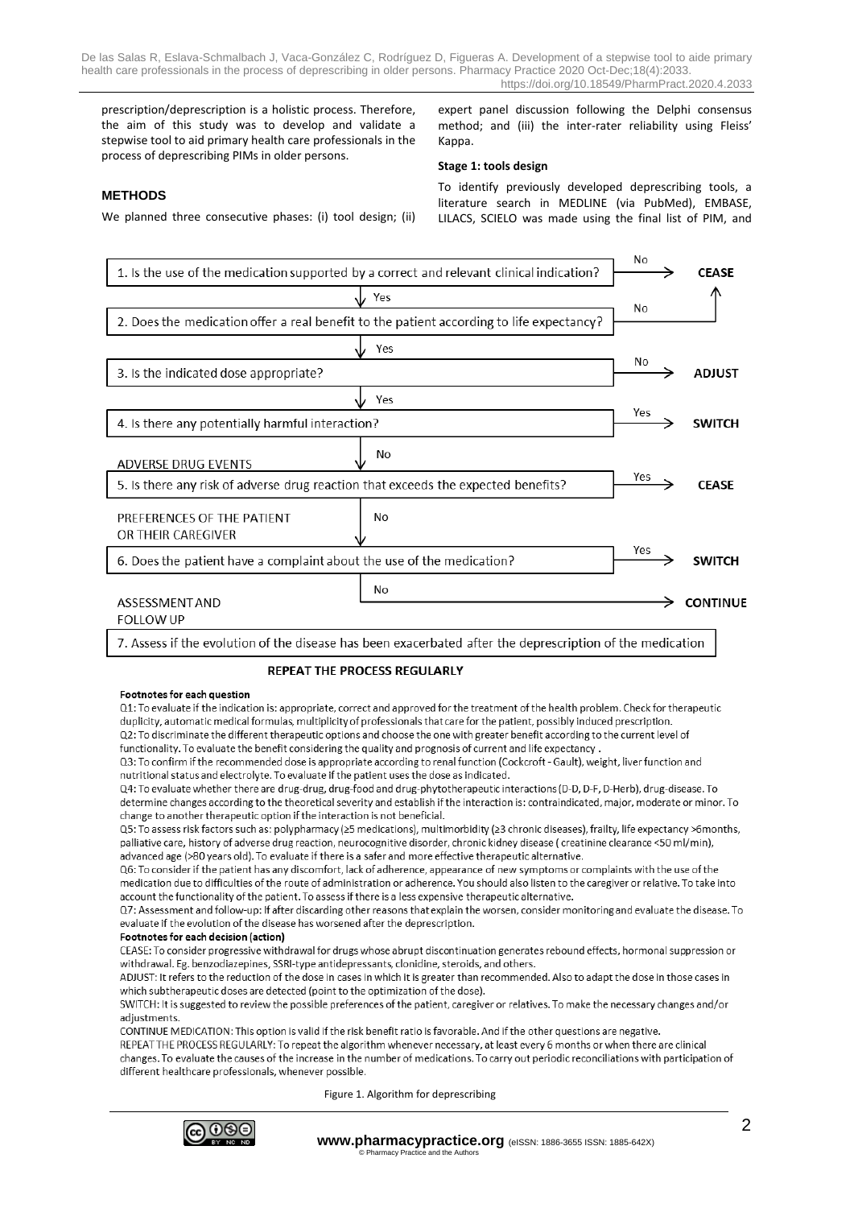prescription/deprescription is a holistic process. Therefore, the aim of this study was to develop and validate a stepwise tool to aid primary health care professionals in the process of deprescribing PIMs in older persons.

## METHODS

We planned three consecutive phases: (i) tool design; (ii) expert panel discussion following the Delphi consensus method; and (iii) the inter-rater reliability using Fleiss' Kappa.

**Stage 1: tools design**

To identify previously developed deprescribing tools, a literature search in MEDLINE (via PubMed), EMBASE, LILACS, SCIELO was made using the final list of PIM, and

1. Is the use of the medication supported by a correct and relevant clinical indication? — No → **CEASE**; Yes ↓
2. Does the medication offer a real benefit to the patient according to life expectancy? — No → **CEASE**; Yes ↓
3. Is the indicated dose appropriate? — No → **ADJUST**; Yes ↓
4. Is there any potentially harmful interaction? — Yes → **SWITCH**; No ↓

ADVERSE DRUG EVENTS

5. Is there any risk of adverse drug reaction that exceeds the expected benefits? — Yes → **CEASE**; No ↓

PREFERENCES OF THE PATIENT OR THEIR CAREGIVER

6. Does the patient have a complaint about the use of the medication? — Yes → **SWITCH**; No → **CONTINUE**

ASSESSMENT AND FOLLOW UP

7. Assess if the evolution of the disease has been exacerbated after the deprescription of the medication

**REPEAT THE PROCESS REGULARLY**

**Footnotes for each question**

Q1: To evaluate if the indication is: appropriate, correct and approved for the treatment of the health problem. Check for therapeutic duplicity, automatic medical formulas, multiplicity of professionals that care for the patient, possibly induced prescription.
Q2: To discriminate the different therapeutic options and choose the one with greater benefit according to the current level of functionality. To evaluate the benefit considering the quality and prognosis of current and life expectancy .
Q3: To confirm if the recommended dose is appropriate according to renal function (Cockcroft - Gault), weight, liver function and nutritional status and electrolyte. To evaluate if the patient uses the dose as indicated.
Q4: To evaluate whether there are drug-drug, drug-food and drug-phytotherapeutic interactions (D-D, D-F, D-Herb), drug-disease. To determine changes according to the theoretical severity and establish if the interaction is: contraindicated, major, moderate or minor. To change to another therapeutic option if the interaction is not beneficial.
Q5: To assess risk factors such as: polypharmacy (≥5 medications), multimorbidity (≥3 chronic diseases), frailty, life expectancy >6months, palliative care, history of adverse drug reaction, neurocognitive disorder, chronic kidney disease ( creatinine clearance <50 ml/min), advanced age (>80 years old). To evaluate if there is a safer and more effective therapeutic alternative.
Q6: To consider if the patient has any discomfort, lack of adherence, appearance of new symptoms or complaints with the use of the medication due to difficulties of the route of administration or adherence. You should also listen to the caregiver or relative. To take into account the functionality of the patient. To assess if there is a less expensive therapeutic alternative.
Q7: Assessment and follow-up: If after discarding other reasons that explain the worsen, consider monitoring and evaluate the disease. To evaluate if the evolution of the disease has worsened after the deprescription.

**Footnotes for each decision (action)**

CEASE: To consider progressive withdrawal for drugs whose abrupt discontinuation generates rebound effects, hormonal suppression or withdrawal. Eg. benzodiazepines, SSRI-type antidepressants, clonidine, steroids, and others.
ADJUST: It refers to the reduction of the dose in cases in which it is greater than recommended. Also to adapt the dose in those cases in which subtherapeutic doses are detected (point to the optimization of the dose).
SWITCH: It is suggested to review the possible preferences of the patient, caregiver or relatives. To make the necessary changes and/or adjustments.
CONTINUE MEDICATION: This option is valid if the risk benefit ratio is favorable. And if the other questions are negative.
REPEAT THE PROCESS REGULARLY: To repeat the algorithm whenever necessary, at least every 6 months or when there are clinical changes. To evaluate the causes of the increase in the number of medications. To carry out periodic reconciliations with participation of different healthcare professionals, whenever possible.

Figure 1. Algorithm for deprescribing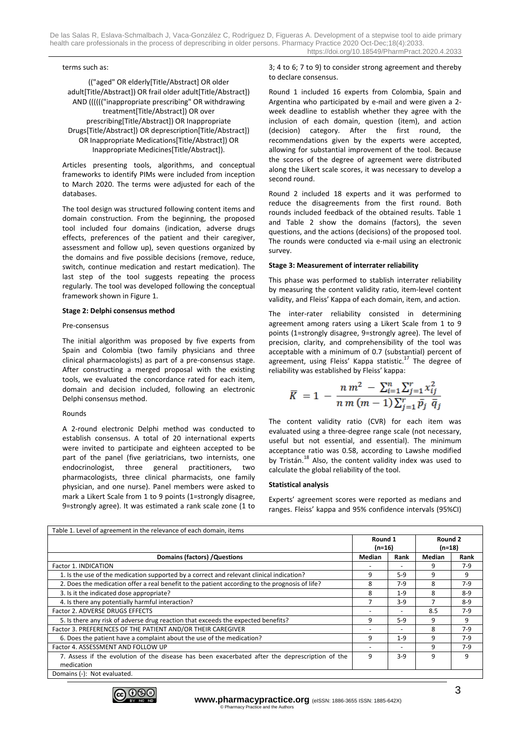terms such as:

(("aged" OR elderly[Title/Abstract] OR older adult[Title/Abstract]) OR frail older adult[Title/Abstract]) AND (((((("inappropriate prescribing" OR withdrawing treatment[Title/Abstract]) OR over prescribing[Title/Abstract]) OR Inappropriate Drugs[Title/Abstract]) OR deprescription[Title/Abstract]) OR Inappropriate Medications[Title/Abstract]) OR Inappropriate Medicines[Title/Abstract]).

Articles presenting tools, algorithms, and conceptual frameworks to identify PIMs were included from inception to March 2020. The terms were adjusted for each of the databases.

The tool design was structured following content items and domain construction. From the beginning, the proposed tool included four domains (indication, adverse drugs effects, preferences of the patient and their caregiver, assessment and follow up), seven questions organized by the domains and five possible decisions (remove, reduce, switch, continue medication and restart medication). The last step of the tool suggests repeating the process regularly. The tool was developed following the conceptual framework shown in Figure 1.

**Stage 2: Delphi consensus method**

Pre-consensus

The initial algorithm was proposed by five experts from Spain and Colombia (two family physicians and three clinical pharmacologists) as part of a pre-consensus stage. After constructing a merged proposal with the existing tools, we evaluated the concordance rated for each item, domain and decision included, following an electronic Delphi consensus method.

Rounds

A 2-round electronic Delphi method was conducted to establish consensus. A total of 20 international experts were invited to participate and eighteen accepted to be part of the panel (five geriatricians, two internists, one endocrinologist, three general practitioners, two pharmacologists, three clinical pharmacists, one family physician, and one nurse). Panel members were asked to mark a Likert Scale from 1 to 9 points (1=strongly disagree, 9=strongly agree). It was estimated a rank scale zone (1 to 3; 4 to 6; 7 to 9) to consider strong agreement and thereby to declare consensus.

Round 1 included 16 experts from Colombia, Spain and Argentina who participated by e-mail and were given a 2-week deadline to establish whether they agree with the inclusion of each domain, question (item), and action (decision) category. After the first round, the recommendations given by the experts were accepted, allowing for substantial improvement of the tool. Because the scores of the degree of agreement were distributed along the Likert scale scores, it was necessary to develop a second round.

Round 2 included 18 experts and it was performed to reduce the disagreements from the first round. Both rounds included feedback of the obtained results. Table 1 and Table 2 show the domains (factors), the seven questions, and the actions (decisions) of the proposed tool. The rounds were conducted via e-mail using an electronic survey.

**Stage 3: Measurement of interrater reliability**

This phase was performed to stablish interrater reliability by measuring the content validity ratio, item-level content validity, and Fleiss' Kappa of each domain, item, and action.

The inter-rater reliability consisted in determining agreement among raters using a Likert Scale from 1 to 9 points (1=strongly disagree, 9=strongly agree). The level of precision, clarity, and comprehensibility of the tool was acceptable with a minimum of 0.7 (substantial) percent of agreement, using Fleiss' Kappa statistic.[17] The degree of reliability was established by Fleiss' kappa:

$$\bar{K} = 1 - \frac{n\,m^2 - \sum_{i=1}^{n}\sum_{j=1}^{r} x_{ij}^2}{n\,m\,(m-1)\sum_{j=1}^{r} \bar{p}_j\ \bar{q}_j}$$

The content validity ratio (CVR) for each item was evaluated using a three-degree range scale (not necessary, useful but not essential, and essential). The minimum acceptance ratio was 0.58, according to Lawshe modified by Tristán.[18] Also, the content validity index was used to calculate the global reliability of the tool.

**Statistical analysis**

Experts' agreement scores were reported as medians and ranges. Fleiss' kappa and 95% confidence intervals (95%CI)

Table 1. Level of agreement in the relevance of each domain, items

| | Round 1 (n=16) | | Round 2 (n=18) | |
|---|---|---|---|---|
| **Domains (factors) /Questions** | **Median** | **Rank** | **Median** | **Rank** |
| Factor 1. INDICATION | - | - | 9 | 7-9 |
| 1. Is the use of the medication supported by a correct and relevant clinical indication? | 9 | 5-9 | 9 | 9 |
| 2. Does the medication offer a real benefit to the patient according to the prognosis of life? | 8 | 7-9 | 8 | 7-9 |
| 3. Is it the indicated dose appropriate? | 8 | 1-9 | 8 | 8-9 |
| 4. Is there any potentially harmful interaction? | 7 | 3-9 | 7 | 8-9 |
| Factor 2. ADVERSE DRUGS EFFECTS | - | - | 8.5 | 7-9 |
| 5. Is there any risk of adverse drug reaction that exceeds the expected benefits? | 9 | 5-9 | 9 | 9 |
| Factor 3. PREFERENCES OF THE PATIENT AND/OR THEIR CAREGIVER | - | - | 8 | 7-9 |
| 6. Does the patient have a complaint about the use of the medication? | 9 | 1-9 | 9 | 7-9 |
| Factor 4. ASSESSMENT AND FOLLOW UP | - | - | 9 | 7-9 |
| 7. Assess if the evolution of the disease has been exacerbated after the deprescription of the medication | 9 | 3-9 | 9 | 9 |

Domains (-): Not evaluated.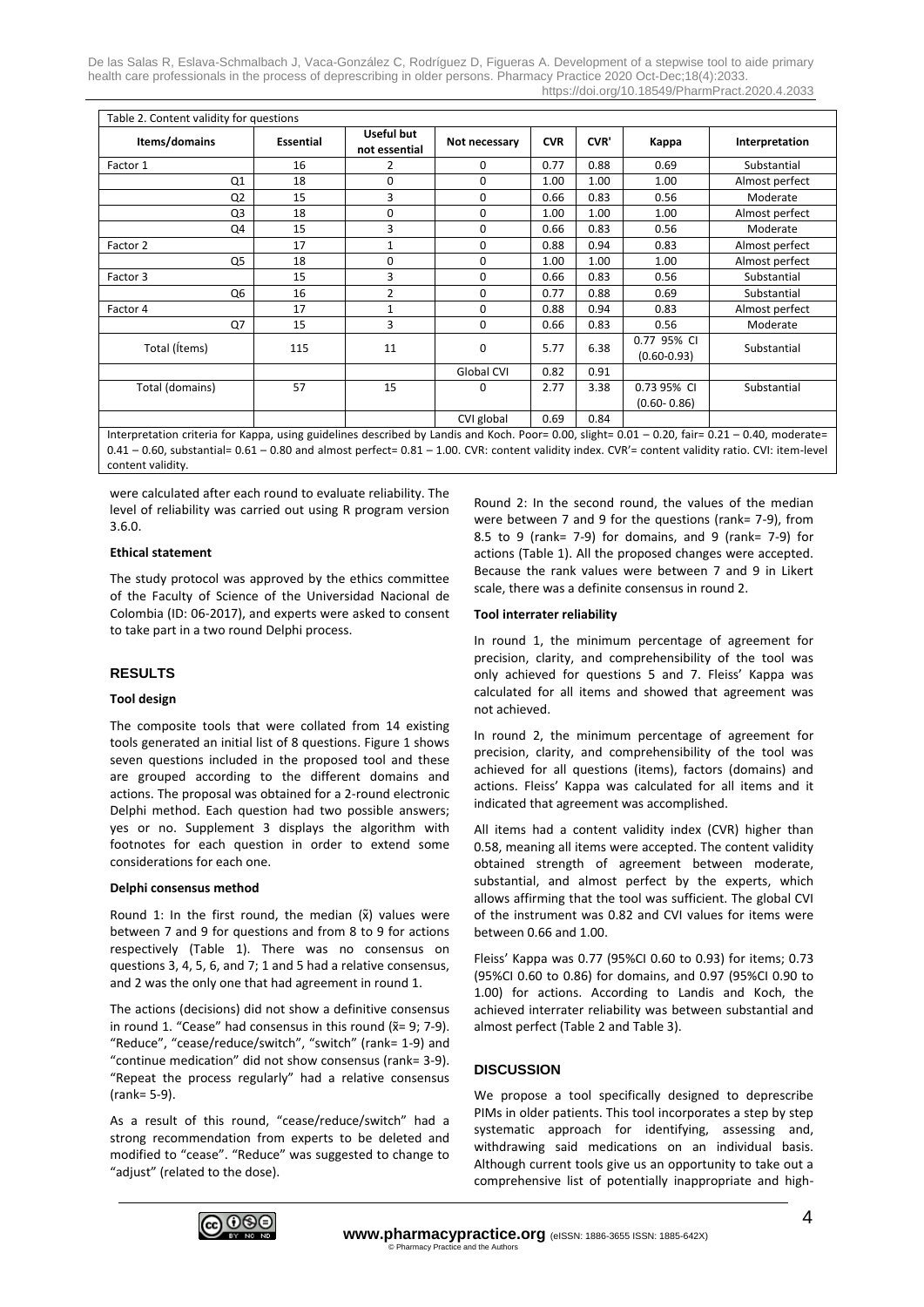Table 2. Content validity for questions

| Items/domains | Essential | Useful but not essential | Not necessary | CVR | CVR' | Kappa | Interpretation |
|---|---|---|---|---|---|---|---|
| Factor 1 | 16 | 2 | 0 | 0.77 | 0.88 | 0.69 | Substantial |
| Q1 | 18 | 0 | 0 | 1.00 | 1.00 | 1.00 | Almost perfect |
| Q2 | 15 | 3 | 0 | 0.66 | 0.83 | 0.56 | Moderate |
| Q3 | 18 | 0 | 0 | 1.00 | 1.00 | 1.00 | Almost perfect |
| Q4 | 15 | 3 | 0 | 0.66 | 0.83 | 0.56 | Moderate |
| Factor 2 | 17 | 1 | 0 | 0.88 | 0.94 | 0.83 | Almost perfect |
| Q5 | 18 | 0 | 0 | 1.00 | 1.00 | 1.00 | Almost perfect |
| Factor 3 | 15 | 3 | 0 | 0.66 | 0.83 | 0.56 | Substantial |
| Q6 | 16 | 2 | 0 | 0.77 | 0.88 | 0.69 | Substantial |
| Factor 4 | 17 | 1 | 0 | 0.88 | 0.94 | 0.83 | Almost perfect |
| Q7 | 15 | 3 | 0 | 0.66 | 0.83 | 0.56 | Moderate |
| Total (Ítems) | 115 | 11 | 0 | 5.77 | 6.38 | 0.77 95% CI (0.60-0.93) | Substantial |
| | | | Global CVI | 0.82 | 0.91 | | |
| Total (domains) | 57 | 15 | 0 | 2.77 | 3.38 | 0.73 95% CI (0.60- 0.86) | Substantial |
| | | | CVI global | 0.69 | 0.84 | | |

Interpretation criteria for Kappa, using guidelines described by Landis and Koch. Poor= 0.00, slight= 0.01 – 0.20, fair= 0.21 – 0.40, moderate= 0.41 – 0.60, substantial= 0.61 – 0.80 and almost perfect= 0.81 – 1.00. CVR: content validity index. CVR'= content validity ratio. CVI: item-level content validity.

were calculated after each round to evaluate reliability. The level of reliability was carried out using R program version 3.6.0.

**Ethical statement**

The study protocol was approved by the ethics committee of the Faculty of Science of the Universidad Nacional de Colombia (ID: 06-2017), and experts were asked to consent to take part in a two round Delphi process.

## RESULTS

**Tool design**

The composite tools that were collated from 14 existing tools generated an initial list of 8 questions. Figure 1 shows seven questions included in the proposed tool and these are grouped according to the different domains and actions. The proposal was obtained for a 2-round electronic Delphi method. Each question had two possible answers; yes or no. Supplement 3 displays the algorithm with footnotes for each question in order to extend some considerations for each one.

**Delphi consensus method**

Round 1: In the first round, the median ($\tilde{x}$) values were between 7 and 9 for questions and from 8 to 9 for actions respectively (Table 1). There was no consensus on questions 3, 4, 5, 6, and 7; 1 and 5 had a relative consensus, and 2 was the only one that had agreement in round 1.

The actions (decisions) did not show a definitive consensus in round 1. "Cease" had consensus in this round ($\tilde{x}$= 9; 7-9). "Reduce", "cease/reduce/switch", "switch" (rank= 1-9) and "continue medication" did not show consensus (rank= 3-9). "Repeat the process regularly" had a relative consensus (rank= 5-9).

As a result of this round, "cease/reduce/switch" had a strong recommendation from experts to be deleted and modified to "cease". "Reduce" was suggested to change to "adjust" (related to the dose).

Round 2: In the second round, the values of the median were between 7 and 9 for the questions (rank= 7-9), from 8.5 to 9 (rank= 7-9) for domains, and 9 (rank= 7-9) for actions (Table 1). All the proposed changes were accepted. Because the rank values were between 7 and 9 in Likert scale, there was a definite consensus in round 2.

**Tool interrater reliability**

In round 1, the minimum percentage of agreement for precision, clarity, and comprehensibility of the tool was only achieved for questions 5 and 7. Fleiss' Kappa was calculated for all items and showed that agreement was not achieved.

In round 2, the minimum percentage of agreement for precision, clarity, and comprehensibility of the tool was achieved for all questions (items), factors (domains) and actions. Fleiss' Kappa was calculated for all items and it indicated that agreement was accomplished.

All items had a content validity index (CVR) higher than 0.58, meaning all items were accepted. The content validity obtained strength of agreement between moderate, substantial, and almost perfect by the experts, which allows affirming that the tool was sufficient. The global CVI of the instrument was 0.82 and CVI values for items were between 0.66 and 1.00.

Fleiss' Kappa was 0.77 (95%CI 0.60 to 0.93) for items; 0.73 (95%CI 0.60 to 0.86) for domains, and 0.97 (95%CI 0.90 to 1.00) for actions. According to Landis and Koch, the achieved interrater reliability was between substantial and almost perfect (Table 2 and Table 3).

## DISCUSSION

We propose a tool specifically designed to deprescribe PIMs in older patients. This tool incorporates a step by step systematic approach for identifying, assessing and, withdrawing said medications on an individual basis. Although current tools give us an opportunity to take out a comprehensive list of potentially inappropriate and high-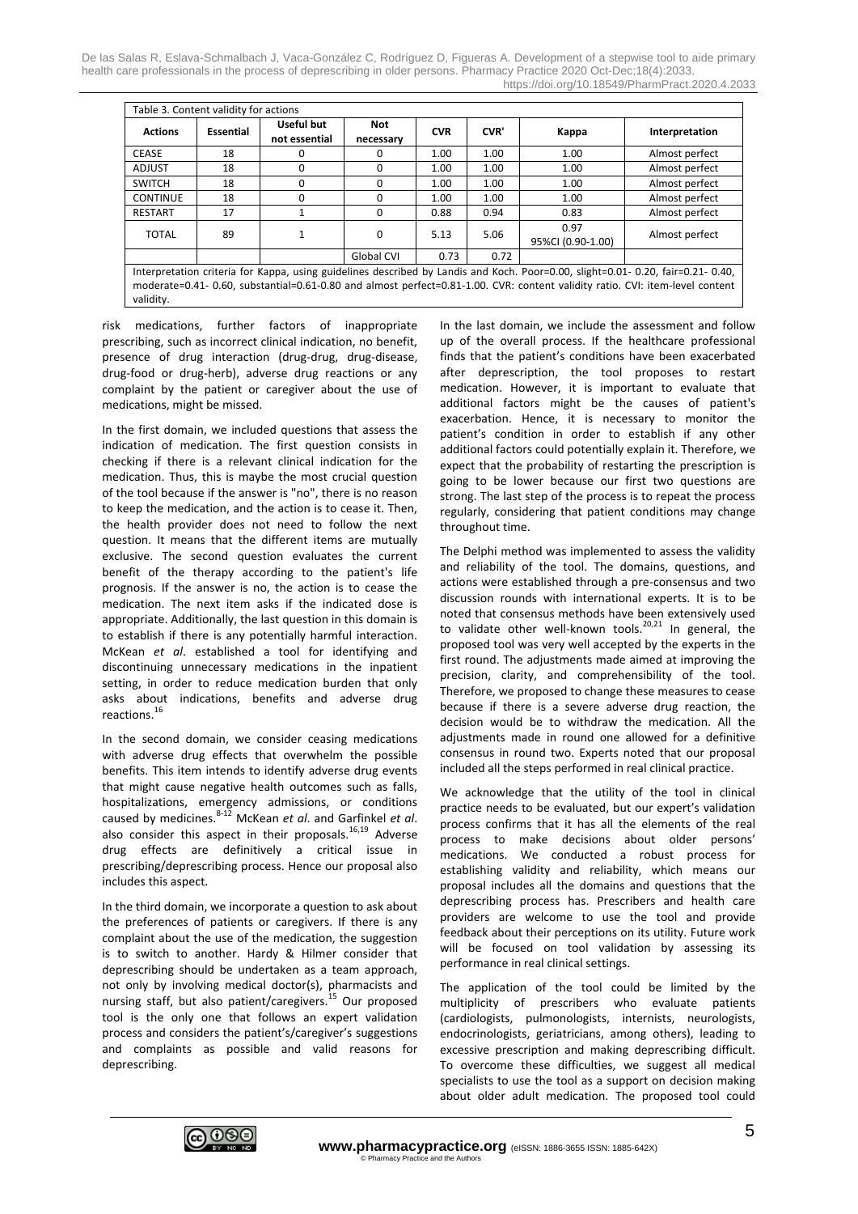Table 3. Content validity for actions

| Actions | Essential | Useful but not essential | Not necessary | CVR | CVR' | Kappa | Interpretation |
|---|---|---|---|---|---|---|---|
| CEASE | 18 | 0 | 0 | 1.00 | 1.00 | 1.00 | Almost perfect |
| ADJUST | 18 | 0 | 0 | 1.00 | 1.00 | 1.00 | Almost perfect |
| SWITCH | 18 | 0 | 0 | 1.00 | 1.00 | 1.00 | Almost perfect |
| CONTINUE | 18 | 0 | 0 | 1.00 | 1.00 | 1.00 | Almost perfect |
| RESTART | 17 | 1 | 0 | 0.88 | 0.94 | 0.83 | Almost perfect |
| TOTAL | 89 | 1 | 0 | 5.13 | 5.06 | 0.97 95%CI (0.90-1.00) | Almost perfect |
| | | | Global CVI | 0.73 | 0.72 | | |

Interpretation criteria for Kappa, using guidelines described by Landis and Koch. Poor=0.00, slight=0.01- 0.20, fair=0.21- 0.40, moderate=0.41- 0.60, substantial=0.61-0.80 and almost perfect=0.81-1.00. CVR: content validity ratio. CVI: item-level content validity.

risk medications, further factors of inappropriate prescribing, such as incorrect clinical indication, no benefit, presence of drug interaction (drug-drug, drug-disease, drug-food or drug-herb), adverse drug reactions or any complaint by the patient or caregiver about the use of medications, might be missed.

In the first domain, we included questions that assess the indication of medication. The first question consists in checking if there is a relevant clinical indication for the medication. Thus, this is maybe the most crucial question of the tool because if the answer is "no", there is no reason to keep the medication, and the action is to cease it. Then, the health provider does not need to follow the next question. It means that the different items are mutually exclusive. The second question evaluates the current benefit of the therapy according to the patient's life prognosis. If the answer is no, the action is to cease the medication. The next item asks if the indicated dose is appropriate. Additionally, the last question in this domain is to establish if there is any potentially harmful interaction. McKean *et al*. established a tool for identifying and discontinuing unnecessary medications in the inpatient setting, in order to reduce medication burden that only asks about indications, benefits and adverse drug reactions.[16]

In the second domain, we consider ceasing medications with adverse drug effects that overwhelm the possible benefits. This item intends to identify adverse drug events that might cause negative health outcomes such as falls, hospitalizations, emergency admissions, or conditions caused by medicines.[8-12] McKean *et al*. and Garfinkel *et al*. also consider this aspect in their proposals.[16,19] Adverse drug effects are definitively a critical issue in prescribing/deprescribing process. Hence our proposal also includes this aspect.

In the third domain, we incorporate a question to ask about the preferences of patients or caregivers. If there is any complaint about the use of the medication, the suggestion is to switch to another. Hardy & Hilmer consider that deprescribing should be undertaken as a team approach, not only by involving medical doctor(s), pharmacists and nursing staff, but also patient/caregivers.[15] Our proposed tool is the only one that follows an expert validation process and considers the patient's/caregiver's suggestions and complaints as possible and valid reasons for deprescribing.

In the last domain, we include the assessment and follow up of the overall process. If the healthcare professional finds that the patient's conditions have been exacerbated after deprescription, the tool proposes to restart medication. However, it is important to evaluate that additional factors might be the causes of patient's exacerbation. Hence, it is necessary to monitor the patient's condition in order to establish if any other additional factors could potentially explain it. Therefore, we expect that the probability of restarting the prescription is going to be lower because our first two questions are strong. The last step of the process is to repeat the process regularly, considering that patient conditions may change throughout time.

The Delphi method was implemented to assess the validity and reliability of the tool. The domains, questions, and actions were established through a pre-consensus and two discussion rounds with international experts. It is to be noted that consensus methods have been extensively used to validate other well-known tools.[20,21] In general, the proposed tool was very well accepted by the experts in the first round. The adjustments made aimed at improving the precision, clarity, and comprehensibility of the tool. Therefore, we proposed to change these measures to cease because if there is a severe adverse drug reaction, the decision would be to withdraw the medication. All the adjustments made in round one allowed for a definitive consensus in round two. Experts noted that our proposal included all the steps performed in real clinical practice.

We acknowledge that the utility of the tool in clinical practice needs to be evaluated, but our expert's validation process confirms that it has all the elements of the real process to make decisions about older persons' medications. We conducted a robust process for establishing validity and reliability, which means our proposal includes all the domains and questions that the deprescribing process has. Prescribers and health care providers are welcome to use the tool and provide feedback about their perceptions on its utility. Future work will be focused on tool validation by assessing its performance in real clinical settings.

The application of the tool could be limited by the multiplicity of prescribers who evaluate patients (cardiologists, pulmonologists, internists, neurologists, endocrinologists, geriatricians, among others), leading to excessive prescription and making deprescribing difficult. To overcome these difficulties, we suggest all medical specialists to use the tool as a support on decision making about older adult medication. The proposed tool could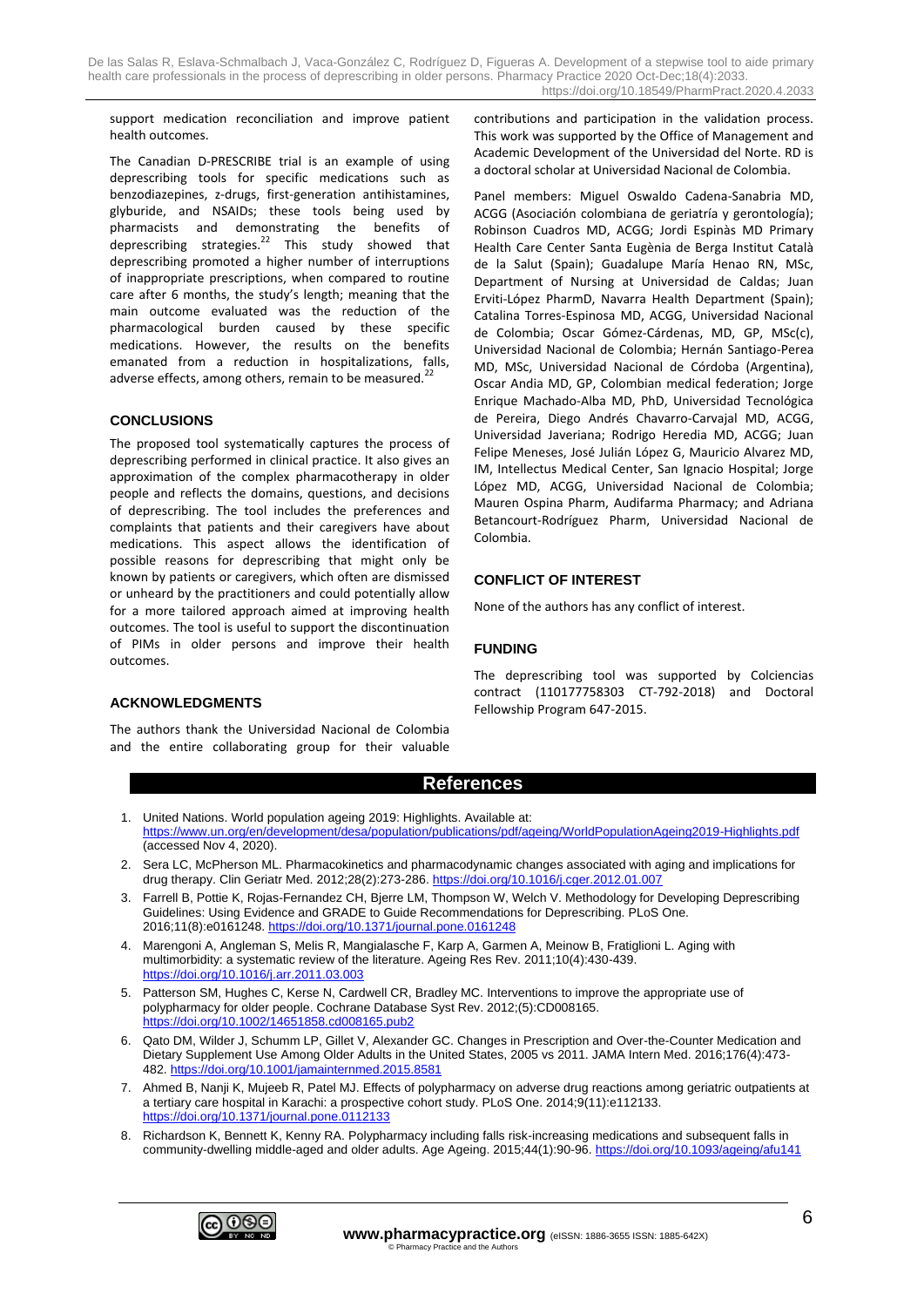support medication reconciliation and improve patient health outcomes.

The Canadian D-PRESCRIBE trial is an example of using deprescribing tools for specific medications such as benzodiazepines, z-drugs, first-generation antihistamines, glyburide, and NSAIDs; these tools being used by pharmacists and demonstrating the benefits of deprescribing strategies.[22] This study showed that deprescribing promoted a higher number of interruptions of inappropriate prescriptions, when compared to routine care after 6 months, the study's length; meaning that the main outcome evaluated was the reduction of the pharmacological burden caused by these specific medications. However, the results on the benefits emanated from a reduction in hospitalizations, falls, adverse effects, among others, remain to be measured.[22]

## CONCLUSIONS

The proposed tool systematically captures the process of deprescribing performed in clinical practice. It also gives an approximation of the complex pharmacotherapy in older people and reflects the domains, questions, and decisions of deprescribing. The tool includes the preferences and complaints that patients and their caregivers have about medications. This aspect allows the identification of possible reasons for deprescribing that might only be known by patients or caregivers, which often are dismissed or unheard by the practitioners and could potentially allow for a more tailored approach aimed at improving health outcomes. The tool is useful to support the discontinuation of PIMs in older persons and improve their health outcomes.

## ACKNOWLEDGMENTS

The authors thank the Universidad Nacional de Colombia and the entire collaborating group for their valuable contributions and participation in the validation process. This work was supported by the Office of Management and Academic Development of the Universidad del Norte. RD is a doctoral scholar at Universidad Nacional de Colombia.

Panel members: Miguel Oswaldo Cadena-Sanabria MD, ACGG (Asociación colombiana de geriatría y gerontología); Robinson Cuadros MD, ACGG; Jordi Espinàs MD Primary Health Care Center Santa Eugènia de Berga Institut Català de la Salut (Spain); Guadalupe María Henao RN, MSc, Department of Nursing at Universidad de Caldas; Juan Erviti-López PharmD, Navarra Health Department (Spain); Catalina Torres-Espinosa MD, ACGG, Universidad Nacional de Colombia; Oscar Gómez-Cárdenas, MD, GP, MSc(c), Universidad Nacional de Colombia; Hernán Santiago-Perea MD, MSc, Universidad Nacional de Córdoba (Argentina), Oscar Andia MD, GP, Colombian medical federation; Jorge Enrique Machado-Alba MD, PhD, Universidad Tecnológica de Pereira, Diego Andrés Chavarro-Carvajal MD, ACGG, Universidad Javeriana; Rodrigo Heredia MD, ACGG; Juan Felipe Meneses, José Julián López G, Mauricio Alvarez MD, IM, Intellectus Medical Center, San Ignacio Hospital; Jorge López MD, ACGG, Universidad Nacional de Colombia; Mauren Ospina Pharm, Audifarma Pharmacy; and Adriana Betancourt-Rodríguez Pharm, Universidad Nacional de Colombia.

## CONFLICT OF INTEREST

None of the authors has any conflict of interest.

## FUNDING

The deprescribing tool was supported by Colciencias contract (110177758303 CT-792-2018) and Doctoral Fellowship Program 647-2015.

## References

1. United Nations. World population ageing 2019: Highlights. Available at: https://www.un.org/en/development/desa/population/publications/pdf/ageing/WorldPopulationAgeing2019-Highlights.pdf (accessed Nov 4, 2020).
2. Sera LC, McPherson ML. Pharmacokinetics and pharmacodynamic changes associated with aging and implications for drug therapy. Clin Geriatr Med. 2012;28(2):273-286. https://doi.org/10.1016/j.cger.2012.01.007
3. Farrell B, Pottie K, Rojas-Fernandez CH, Bjerre LM, Thompson W, Welch V. Methodology for Developing Deprescribing Guidelines: Using Evidence and GRADE to Guide Recommendations for Deprescribing. PLoS One. 2016;11(8):e0161248. https://doi.org/10.1371/journal.pone.0161248
4. Marengoni A, Angleman S, Melis R, Mangialasche F, Karp A, Garmen A, Meinow B, Fratiglioni L. Aging with multimorbidity: a systematic review of the literature. Ageing Res Rev. 2011;10(4):430-439. https://doi.org/10.1016/j.arr.2011.03.003
5. Patterson SM, Hughes C, Kerse N, Cardwell CR, Bradley MC. Interventions to improve the appropriate use of polypharmacy for older people. Cochrane Database Syst Rev. 2012;(5):CD008165. https://doi.org/10.1002/14651858.cd008165.pub2
6. Qato DM, Wilder J, Schumm LP, Gillet V, Alexander GC. Changes in Prescription and Over-the-Counter Medication and Dietary Supplement Use Among Older Adults in the United States, 2005 vs 2011. JAMA Intern Med. 2016;176(4):473-482. https://doi.org/10.1001/jamainternmed.2015.8581
7. Ahmed B, Nanji K, Mujeeb R, Patel MJ. Effects of polypharmacy on adverse drug reactions among geriatric outpatients at a tertiary care hospital in Karachi: a prospective cohort study. PLoS One. 2014;9(11):e112133. https://doi.org/10.1371/journal.pone.0112133
8. Richardson K, Bennett K, Kenny RA. Polypharmacy including falls risk-increasing medications and subsequent falls in community-dwelling middle-aged and older adults. Age Ageing. 2015;44(1):90-96. https://doi.org/10.1093/ageing/afu141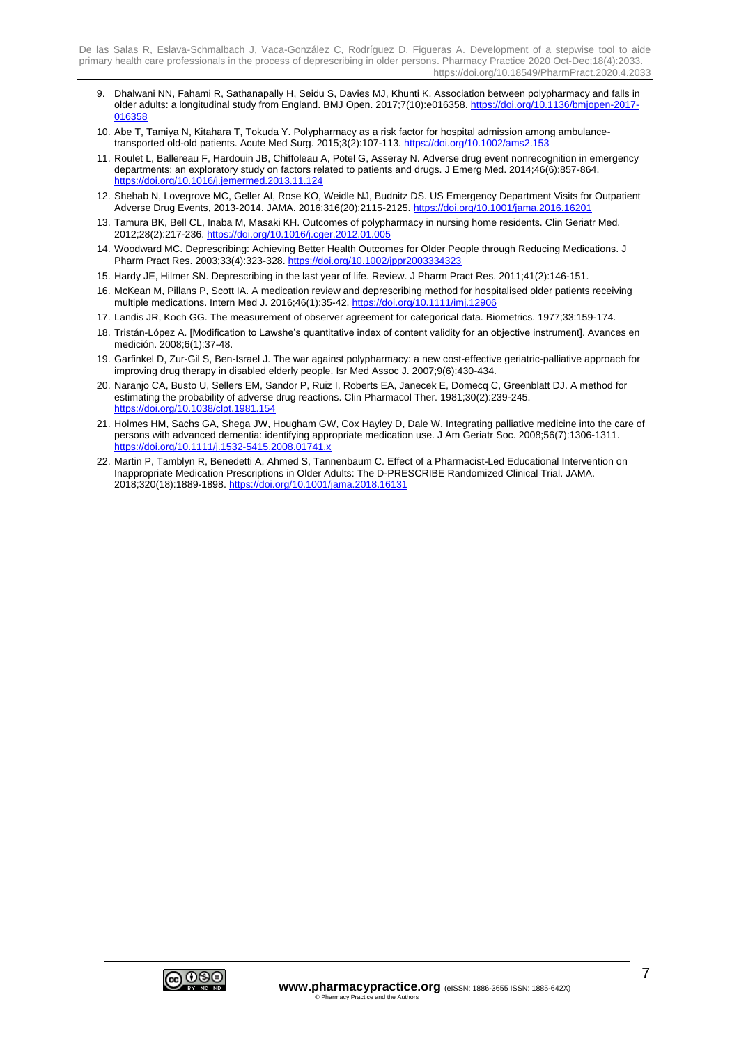9. Dhalwani NN, Fahami R, Sathanapally H, Seidu S, Davies MJ, Khunti K. Association between polypharmacy and falls in older adults: a longitudinal study from England. BMJ Open. 2017;7(10):e016358. https://doi.org/10.1136/bmjopen-2017-016358
10. Abe T, Tamiya N, Kitahara T, Tokuda Y. Polypharmacy as a risk factor for hospital admission among ambulance-transported old-old patients. Acute Med Surg. 2015;3(2):107-113. https://doi.org/10.1002/ams2.153
11. Roulet L, Ballereau F, Hardouin JB, Chiffoleau A, Potel G, Asseray N. Adverse drug event nonrecognition in emergency departments: an exploratory study on factors related to patients and drugs. J Emerg Med. 2014;46(6):857-864. https://doi.org/10.1016/j.jemermed.2013.11.124
12. Shehab N, Lovegrove MC, Geller AI, Rose KO, Weidle NJ, Budnitz DS. US Emergency Department Visits for Outpatient Adverse Drug Events, 2013-2014. JAMA. 2016;316(20):2115-2125. https://doi.org/10.1001/jama.2016.16201
13. Tamura BK, Bell CL, Inaba M, Masaki KH. Outcomes of polypharmacy in nursing home residents. Clin Geriatr Med. 2012;28(2):217-236. https://doi.org/10.1016/j.cger.2012.01.005
14. Woodward MC. Deprescribing: Achieving Better Health Outcomes for Older People through Reducing Medications. J Pharm Pract Res. 2003;33(4):323-328. https://doi.org/10.1002/jppr2003334323
15. Hardy JE, Hilmer SN. Deprescribing in the last year of life. Review. J Pharm Pract Res. 2011;41(2):146-151.
16. McKean M, Pillans P, Scott IA. A medication review and deprescribing method for hospitalised older patients receiving multiple medications. Intern Med J. 2016;46(1):35-42. https://doi.org/10.1111/imj.12906
17. Landis JR, Koch GG. The measurement of observer agreement for categorical data. Biometrics. 1977;33:159-174.
18. Tristán-López A. [Modification to Lawshe's quantitative index of content validity for an objective instrument]. Avances en medición. 2008;6(1):37-48.
19. Garfinkel D, Zur-Gil S, Ben-Israel J. The war against polypharmacy: a new cost-effective geriatric-palliative approach for improving drug therapy in disabled elderly people. Isr Med Assoc J. 2007;9(6):430-434.
20. Naranjo CA, Busto U, Sellers EM, Sandor P, Ruiz I, Roberts EA, Janecek E, Domecq C, Greenblatt DJ. A method for estimating the probability of adverse drug reactions. Clin Pharmacol Ther. 1981;30(2):239-245. https://doi.org/10.1038/clpt.1981.154
21. Holmes HM, Sachs GA, Shega JW, Hougham GW, Cox Hayley D, Dale W. Integrating palliative medicine into the care of persons with advanced dementia: identifying appropriate medication use. J Am Geriatr Soc. 2008;56(7):1306-1311. https://doi.org/10.1111/j.1532-5415.2008.01741.x
22. Martin P, Tamblyn R, Benedetti A, Ahmed S, Tannenbaum C. Effect of a Pharmacist-Led Educational Intervention on Inappropriate Medication Prescriptions in Older Adults: The D-PRESCRIBE Randomized Clinical Trial. JAMA. 2018;320(18):1889-1898. https://doi.org/10.1001/jama.2018.16131